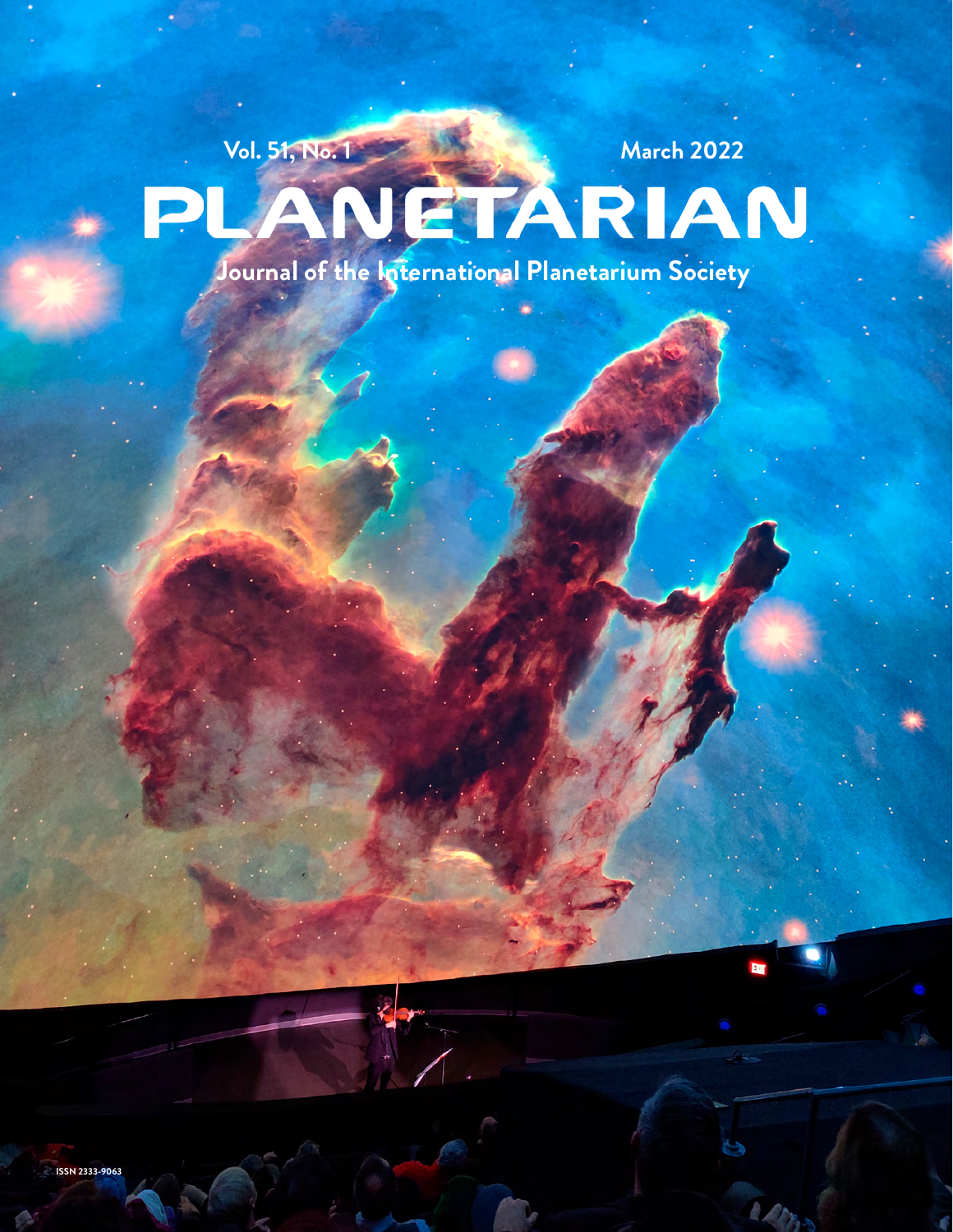Vol. 51, No. 1

March 2022

# PLANETARIAN

Journal of the International Planetarium Society

ISSN 2333-9063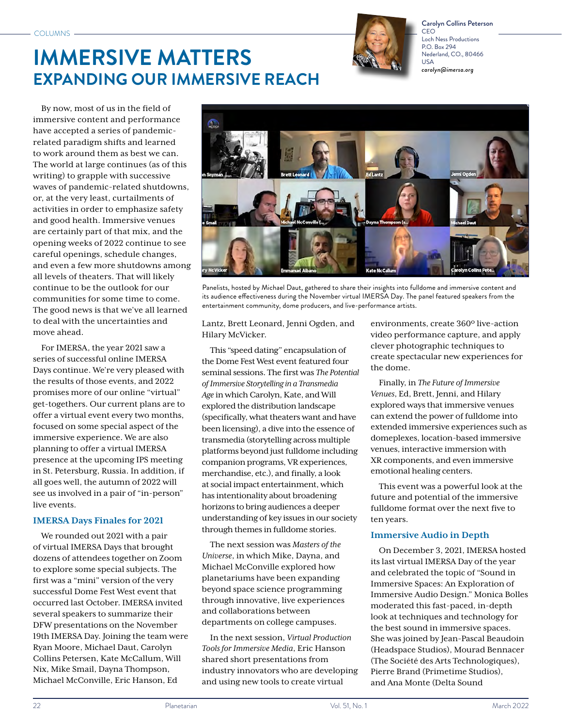COLUMNS

# IMMERSIVE MATTERS
## EXPANDING OUR IMMERSIVE REACH

Carolyn Collins Peterson
CEO
Loch Ness Productions
P.O. Box 294
Nederland, CO., 80466
USA
*carolyn@imersa.org*

By now, most of us in the field of immersive content and performance have accepted a series of pandemic-related paradigm shifts and learned to work around them as best we can. The world at large continues (as of this writing) to grapple with successive waves of pandemic-related shutdowns, or, at the very least, curtailments of activities in order to emphasize safety and good health. Immersive venues are certainly part of that mix, and the opening weeks of 2022 continue to see careful openings, schedule changes, and even a few more shutdowns among all levels of theaters. That will likely continue to be the outlook for our communities for some time to come. The good news is that we've all learned to deal with the uncertainties and move ahead.

For IMERSA, the year 2021 saw a series of successful online IMERSA Days continue. We're very pleased with the results of those events, and 2022 promises more of our online "virtual" get-togethers. Our current plans are to offer a virtual event every two months, focused on some special aspect of the immersive experience. We are also planning to offer a virtual IMERSA presence at the upcoming IPS meeting in St. Petersburg, Russia. In addition, if all goes well, the autumn of 2022 will see us involved in a pair of "in-person" live events.

### IMERSA Days Finales for 2021

We rounded out 2021 with a pair of virtual IMERSA Days that brought dozens of attendees together on Zoom to explore some special subjects. The first was a "mini" version of the very successful Dome Fest West event that occurred last October. IMERSA invited several speakers to summarize their DFW presentations on the November 19th IMERSA Day. Joining the team were Ryan Moore, Michael Daut, Carolyn Collins Petersen, Kate McCallum, Will Nix, Mike Smail, Dayna Thompson, Michael McConville, Eric Hanson, Ed Lantz, Brett Leonard, Jenni Ogden, and Hilary McVicker.

Panelists, hosted by Michael Daut, gathered to share their insights into fulldome and immersive content and its audience effectiveness during the November virtual IMERSA Day. The panel featured speakers from the entertainment community, dome producers, and live-performance artists.

This "speed dating" encapsulation of the Dome Fest West event featured four seminal sessions. The first was *The Potential of Immersive Storytelling in a Transmedia Age* in which Carolyn, Kate, and Will explored the distribution landscape (specifically, what theaters want and have been licensing), a dive into the essence of transmedia (storytelling across multiple platforms beyond just fulldome including companion programs, VR experiences, merchandise, etc.), and finally, a look at social impact entertainment, which has intentionality about broadening horizons to bring audiences a deeper understanding of key issues in our society through themes in fulldome stories.

The next session was *Masters of the Universe*, in which Mike, Dayna, and Michael McConville explored how planetariums have been expanding beyond space science programming through innovative, live experiences and collaborations between departments on college campuses.

In the next session, *Virtual Production Tools for Immersive Media*, Eric Hanson shared short presentations from industry innovators who are developing and using new tools to create virtual environments, create 360° live-action video performance capture, and apply clever photographic techniques to create spectacular new experiences for the dome.

Finally, in *The Future of Immersive Venues*, Ed, Brett, Jenni, and Hilary explored ways that immersive venues can extend the power of fulldome into extended immersive experiences such as domeplexes, location-based immersive venues, interactive immersion with XR components, and even immersive emotional healing centers.

This event was a powerful look at the future and potential of the immersive fulldome format over the next five to ten years.

### Immersive Audio in Depth

On December 3, 2021, IMERSA hosted its last virtual IMERSA Day of the year and celebrated the topic of "Sound in Immersive Spaces: An Exploration of Immersive Audio Design." Monica Bolles moderated this fast-paced, in-depth look at techniques and technology for the best sound in immersive spaces. She was joined by Jean-Pascal Beaudoin (Headspace Studios), Mourad Bennacer (The Société des Arts Technologiques), Pierre Brand (Primetime Studios), and Ana Monte (Delta Sound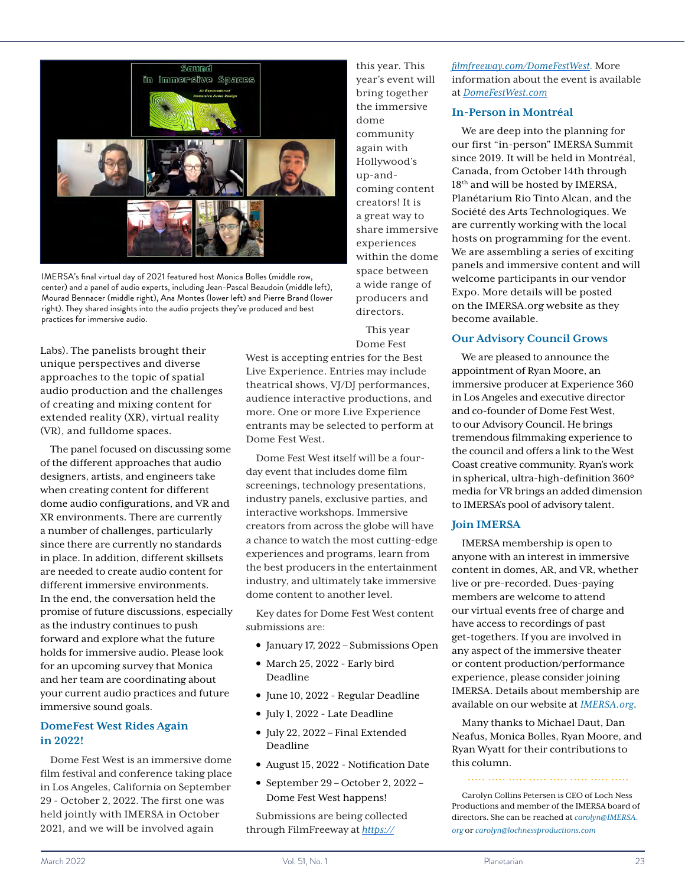IMERSA's final virtual day of 2021 featured host Monica Bolles (middle row, center) and a panel of audio experts, including Jean-Pascal Beaudoin (middle left), Mourad Bennacer (middle right), Ana Montes (lower left) and Pierre Brand (lower right). They shared insights into the audio projects they've produced and best practices for immersive audio.

Labs). The panelists brought their unique perspectives and diverse approaches to the topic of spatial audio production and the challenges of creating and mixing content for extended reality (XR), virtual reality (VR), and fulldome spaces.

The panel focused on discussing some of the different approaches that audio designers, artists, and engineers take when creating content for different dome audio configurations, and VR and XR environments. There are currently a number of challenges, particularly since there are currently no standards in place. In addition, different skillsets are needed to create audio content for different immersive environments. In the end, the conversation held the promise of future discussions, especially as the industry continues to push forward and explore what the future holds for immersive audio. Please look for an upcoming survey that Monica and her team are coordinating about your current audio practices and future immersive sound goals.

## DomeFest West Rides Again in 2022!

Dome Fest West is an immersive dome film festival and conference taking place in Los Angeles, California on September 29 - October 2, 2022. The first one was held jointly with IMERSA in October 2021, and we will be involved again this year. This year's event will bring together the immersive dome community again with Hollywood's up-and-coming content creators! It is a great way to share immersive experiences within the dome space between a wide range of producers and directors.

This year Dome Fest West is accepting entries for the Best Live Experience. Entries may include theatrical shows, VJ/DJ performances, audience interactive productions, and more. One or more Live Experience entrants may be selected to perform at Dome Fest West.

Dome Fest West itself will be a four-day event that includes dome film screenings, technology presentations, industry panels, exclusive parties, and interactive workshops. Immersive creators from across the globe will have a chance to watch the most cutting-edge experiences and programs, learn from the best producers in the entertainment industry, and ultimately take immersive dome content to another level.

Key dates for Dome Fest West content submissions are:

- January 17, 2022 – Submissions Open
- March 25, 2022 - Early bird Deadline
- June 10, 2022 - Regular Deadline
- July 1, 2022 - Late Deadline
- July 22, 2022 – Final Extended Deadline
- August 15, 2022 - Notification Date
- September 29 – October 2, 2022 – Dome Fest West happens!

Submissions are being collected through FilmFreeway at *https://filmfreeway.com/DomeFestWest*. More information about the event is available at *DomeFestWest.com*

## In-Person in Montréal

We are deep into the planning for our first "in-person" IMERSA Summit since 2019. It will be held in Montréal, Canada, from October 14th through 18th and will be hosted by IMERSA, Planétarium Rio Tinto Alcan, and the Société des Arts Technologiques. We are currently working with the local hosts on programming for the event. We are assembling a series of exciting panels and immersive content and will welcome participants in our vendor Expo. More details will be posted on the IMERSA.org website as they become available.

## Our Advisory Council Grows

We are pleased to announce the appointment of Ryan Moore, an immersive producer at Experience 360 in Los Angeles and executive director and co-founder of Dome Fest West, to our Advisory Council. He brings tremendous filmmaking experience to the council and offers a link to the West Coast creative community. Ryan's work in spherical, ultra-high-definition 360° media for VR brings an added dimension to IMERSA's pool of advisory talent.

## Join IMERSA

IMERSA membership is open to anyone with an interest in immersive content in domes, AR, and VR, whether live or pre-recorded. Dues-paying members are welcome to attend our virtual events free of charge and have access to recordings of past get-togethers. If you are involved in any aspect of the immersive theater or content production/performance experience, please consider joining IMERSA. Details about membership are available on our website at *IMERSA.org*.

Many thanks to Michael Daut, Dan Neafus, Monica Bolles, Ryan Moore, and Ryan Wyatt for their contributions to this column.

Carolyn Collins Petersen is CEO of Loch Ness Productions and member of the IMERSA board of directors. She can be reached at *carolyn@IMERSA.org* or *carolyn@lochnessproductions.com*